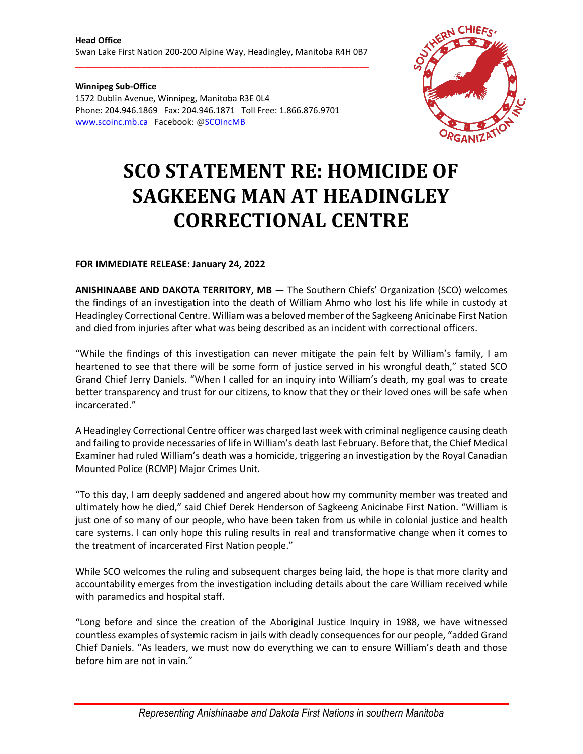**Head Office**
Swan Lake First Nation 200-200 Alpine Way, Headingley, Manitoba R4H 0B7

**Winnipeg Sub-Office**
1572 Dublin Avenue, Winnipeg, Manitoba R3E 0L4
Phone: 204.946.1869 Fax: 204.946.1871 Toll Free: 1.866.876.9701
www.scoinc.mb.ca Facebook: @SCOIncMB

# SCO STATEMENT RE: HOMICIDE OF SAGKEENG MAN AT HEADINGLEY CORRECTIONAL CENTRE

**FOR IMMEDIATE RELEASE: January 24, 2022**

**ANISHINAABE AND DAKOTA TERRITORY, MB** — The Southern Chiefs' Organization (SCO) welcomes the findings of an investigation into the death of William Ahmo who lost his life while in custody at Headingley Correctional Centre. William was a beloved member of the Sagkeeng Anicinabe First Nation and died from injuries after what was being described as an incident with correctional officers.

"While the findings of this investigation can never mitigate the pain felt by William's family, I am heartened to see that there will be some form of justice served in his wrongful death," stated SCO Grand Chief Jerry Daniels. "When I called for an inquiry into William's death, my goal was to create better transparency and trust for our citizens, to know that they or their loved ones will be safe when incarcerated."

A Headingley Correctional Centre officer was charged last week with criminal negligence causing death and failing to provide necessaries of life in William's death last February. Before that, the Chief Medical Examiner had ruled William's death was a homicide, triggering an investigation by the Royal Canadian Mounted Police (RCMP) Major Crimes Unit.

"To this day, I am deeply saddened and angered about how my community member was treated and ultimately how he died," said Chief Derek Henderson of Sagkeeng Anicinabe First Nation. "William is just one of so many of our people, who have been taken from us while in colonial justice and health care systems. I can only hope this ruling results in real and transformative change when it comes to the treatment of incarcerated First Nation people."

While SCO welcomes the ruling and subsequent charges being laid, the hope is that more clarity and accountability emerges from the investigation including details about the care William received while with paramedics and hospital staff.

"Long before and since the creation of the Aboriginal Justice Inquiry in 1988, we have witnessed countless examples of systemic racism in jails with deadly consequences for our people, "added Grand Chief Daniels. "As leaders, we must now do everything we can to ensure William's death and those before him are not in vain."

*Representing Anishinaabe and Dakota First Nations in southern Manitoba*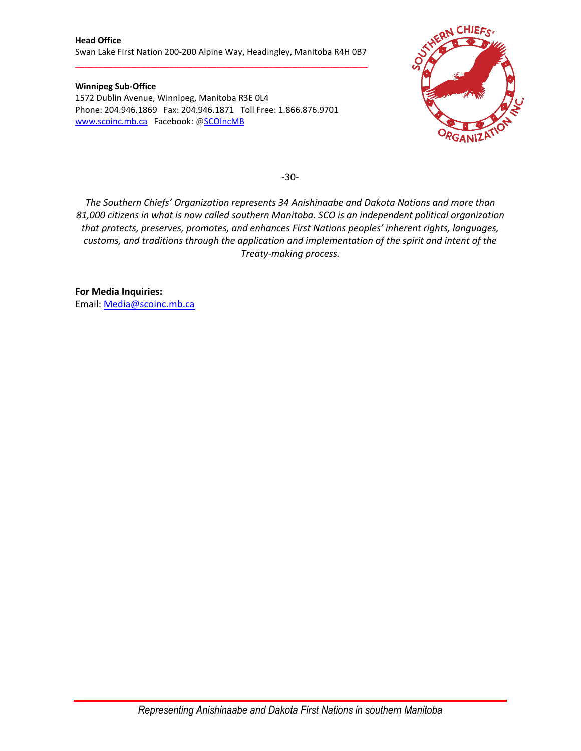**Head Office**
Swan Lake First Nation 200-200 Alpine Way, Headingley, Manitoba R4H 0B7

**Winnipeg Sub-Office**
1572 Dublin Avenue, Winnipeg, Manitoba R3E 0L4
Phone: 204.946.1869 Fax: 204.946.1871 Toll Free: 1.866.876.9701
www.scoinc.mb.ca Facebook: @SCOIncMB

-30-

*The Southern Chiefs' Organization represents 34 Anishinaabe and Dakota Nations and more than 81,000 citizens in what is now called southern Manitoba. SCO is an independent political organization that protects, preserves, promotes, and enhances First Nations peoples' inherent rights, languages, customs, and traditions through the application and implementation of the spirit and intent of the Treaty-making process.*

**For Media Inquiries:**
Email: Media@scoinc.mb.ca